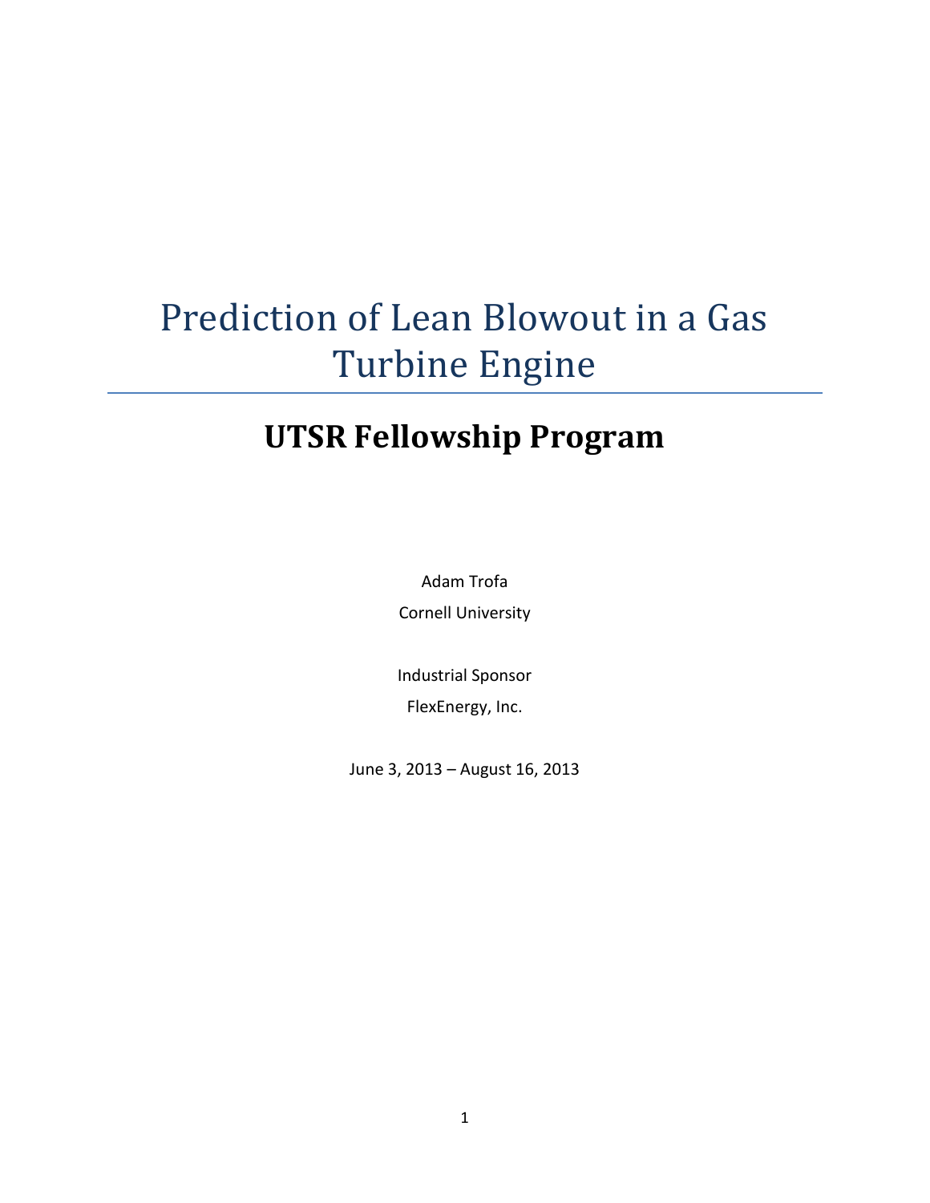# Prediction of Lean Blowout in a Gas Turbine Engine

## UTSR Fellowship Program

Adam Trofa

Cornell University

Industrial Sponsor

FlexEnergy, Inc.

June 3, 2013 – August 16, 2013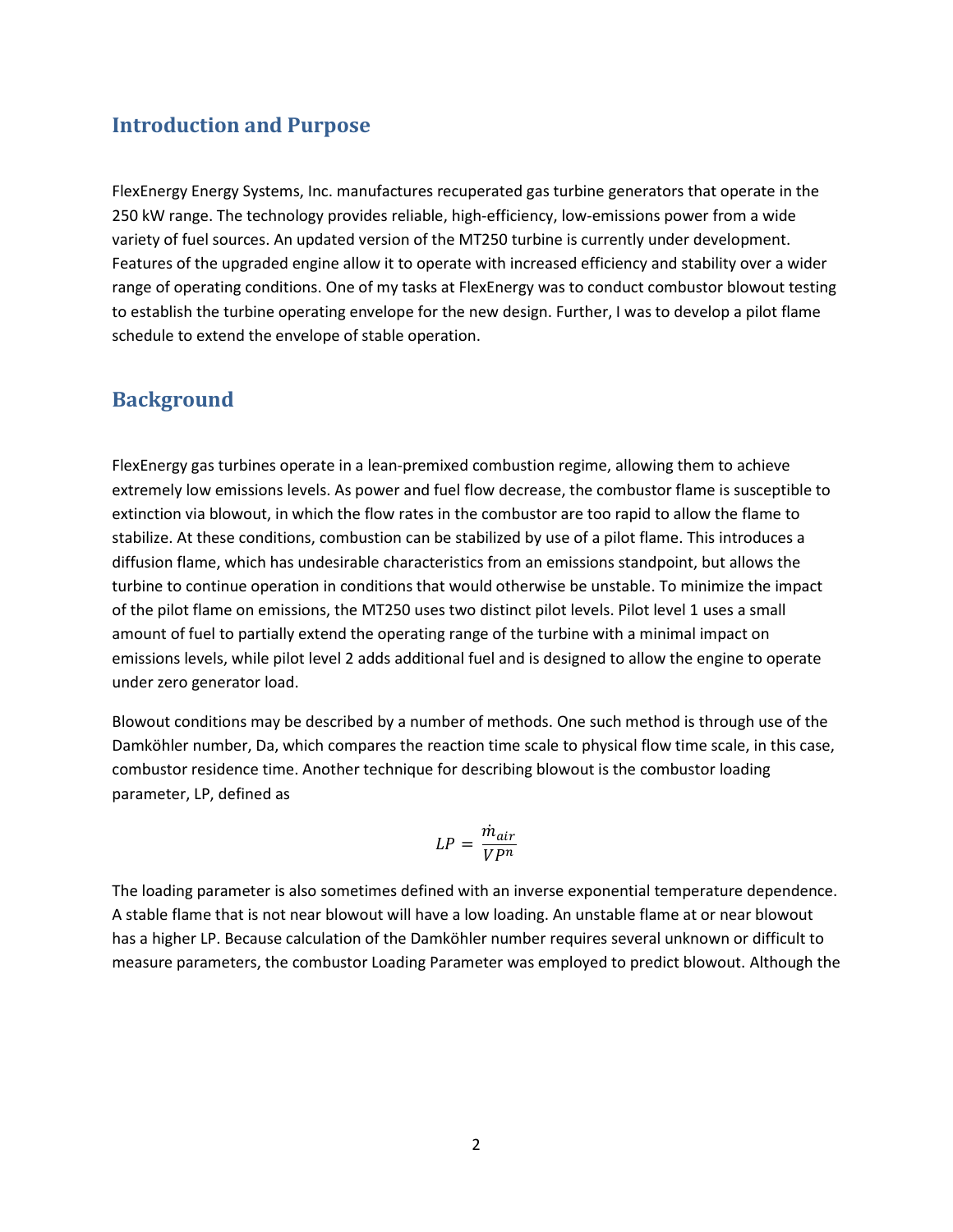## Introduction and Purpose

FlexEnergy Energy Systems, Inc. manufactures recuperated gas turbine generators that operate in the 250 kW range. The technology provides reliable, high-efficiency, low-emissions power from a wide variety of fuel sources. An updated version of the MT250 turbine is currently under development. Features of the upgraded engine allow it to operate with increased efficiency and stability over a wider range of operating conditions. One of my tasks at FlexEnergy was to conduct combustor blowout testing to establish the turbine operating envelope for the new design. Further, I was to develop a pilot flame schedule to extend the envelope of stable operation.

## Background

FlexEnergy gas turbines operate in a lean-premixed combustion regime, allowing them to achieve extremely low emissions levels. As power and fuel flow decrease, the combustor flame is susceptible to extinction via blowout, in which the flow rates in the combustor are too rapid to allow the flame to stabilize. At these conditions, combustion can be stabilized by use of a pilot flame. This introduces a diffusion flame, which has undesirable characteristics from an emissions standpoint, but allows the turbine to continue operation in conditions that would otherwise be unstable. To minimize the impact of the pilot flame on emissions, the MT250 uses two distinct pilot levels. Pilot level 1 uses a small amount of fuel to partially extend the operating range of the turbine with a minimal impact on emissions levels, while pilot level 2 adds additional fuel and is designed to allow the engine to operate under zero generator load.

Blowout conditions may be described by a number of methods. One such method is through use of the Damköhler number, Da, which compares the reaction time scale to physical flow time scale, in this case, combustor residence time. Another technique for describing blowout is the combustor loading parameter, LP, defined as

$$LP = \frac{\dot{m}_{air}}{VP^n}$$

The loading parameter is also sometimes defined with an inverse exponential temperature dependence. A stable flame that is not near blowout will have a low loading. An unstable flame at or near blowout has a higher LP. Because calculation of the Damköhler number requires several unknown or difficult to measure parameters, the combustor Loading Parameter was employed to predict blowout. Although the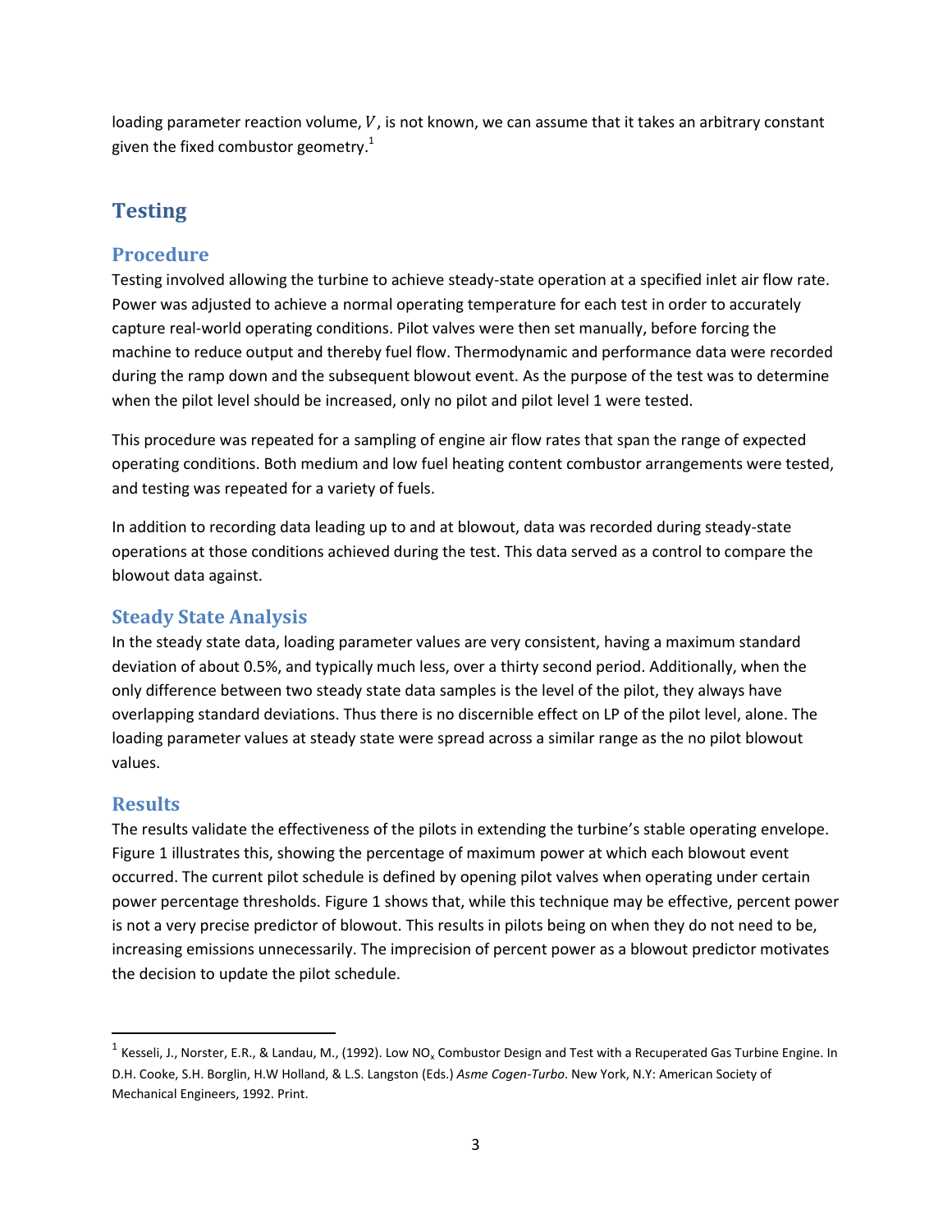loading parameter reaction volume, $V$, is not known, we can assume that it takes an arbitrary constant given the fixed combustor geometry.[1]

# Testing

## Procedure

Testing involved allowing the turbine to achieve steady-state operation at a specified inlet air flow rate. Power was adjusted to achieve a normal operating temperature for each test in order to accurately capture real-world operating conditions. Pilot valves were then set manually, before forcing the machine to reduce output and thereby fuel flow. Thermodynamic and performance data were recorded during the ramp down and the subsequent blowout event. As the purpose of the test was to determine when the pilot level should be increased, only no pilot and pilot level 1 were tested.

This procedure was repeated for a sampling of engine air flow rates that span the range of expected operating conditions. Both medium and low fuel heating content combustor arrangements were tested, and testing was repeated for a variety of fuels.

In addition to recording data leading up to and at blowout, data was recorded during steady-state operations at those conditions achieved during the test. This data served as a control to compare the blowout data against.

## Steady State Analysis

In the steady state data, loading parameter values are very consistent, having a maximum standard deviation of about 0.5%, and typically much less, over a thirty second period. Additionally, when the only difference between two steady state data samples is the level of the pilot, they always have overlapping standard deviations. Thus there is no discernible effect on LP of the pilot level, alone. The loading parameter values at steady state were spread across a similar range as the no pilot blowout values.

## Results

The results validate the effectiveness of the pilots in extending the turbine's stable operating envelope. Figure 1 illustrates this, showing the percentage of maximum power at which each blowout event occurred. The current pilot schedule is defined by opening pilot valves when operating under certain power percentage thresholds. Figure 1 shows that, while this technique may be effective, percent power is not a very precise predictor of blowout. This results in pilots being on when they do not need to be, increasing emissions unnecessarily. The imprecision of percent power as a blowout predictor motivates the decision to update the pilot schedule.

---

[1] Kesseli, J., Norster, E.R., & Landau, M., (1992). Low $NO_x$ Combustor Design and Test with a Recuperated Gas Turbine Engine. In D.H. Cooke, S.H. Borglin, H.W Holland, & L.S. Langston (Eds.) *Asme Cogen-Turbo*. New York, N.Y: American Society of Mechanical Engineers, 1992. Print.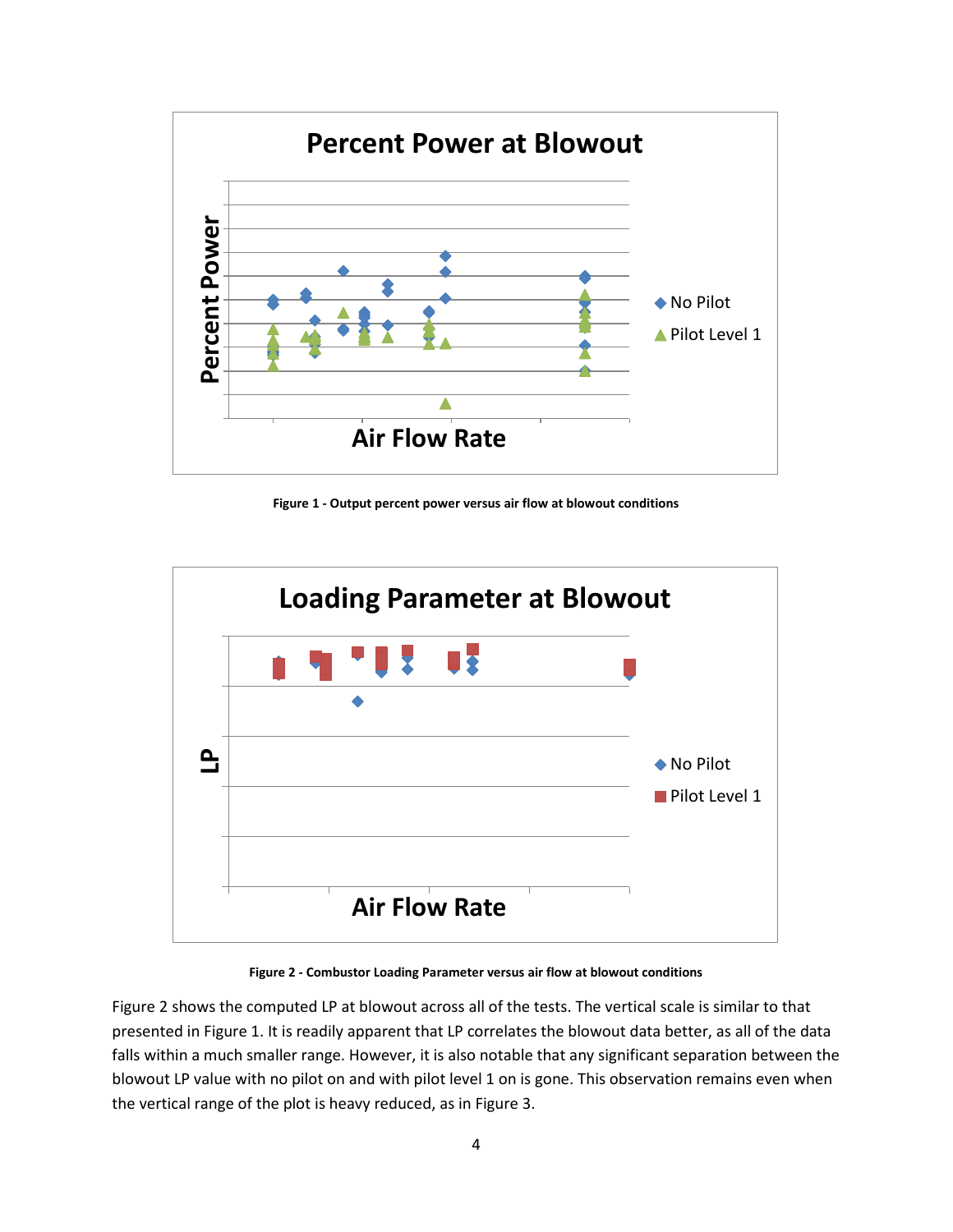Figure 1 - Output percent power versus air flow at blowout conditions

Figure 2 - Combustor Loading Parameter versus air flow at blowout conditions

Figure 2 shows the computed LP at blowout across all of the tests. The vertical scale is similar to that presented in Figure 1. It is readily apparent that LP correlates the blowout data better, as all of the data falls within a much smaller range. However, it is also notable that any significant separation between the blowout LP value with no pilot on and with pilot level 1 on is gone. This observation remains even when the vertical range of the plot is heavy reduced, as in Figure 3.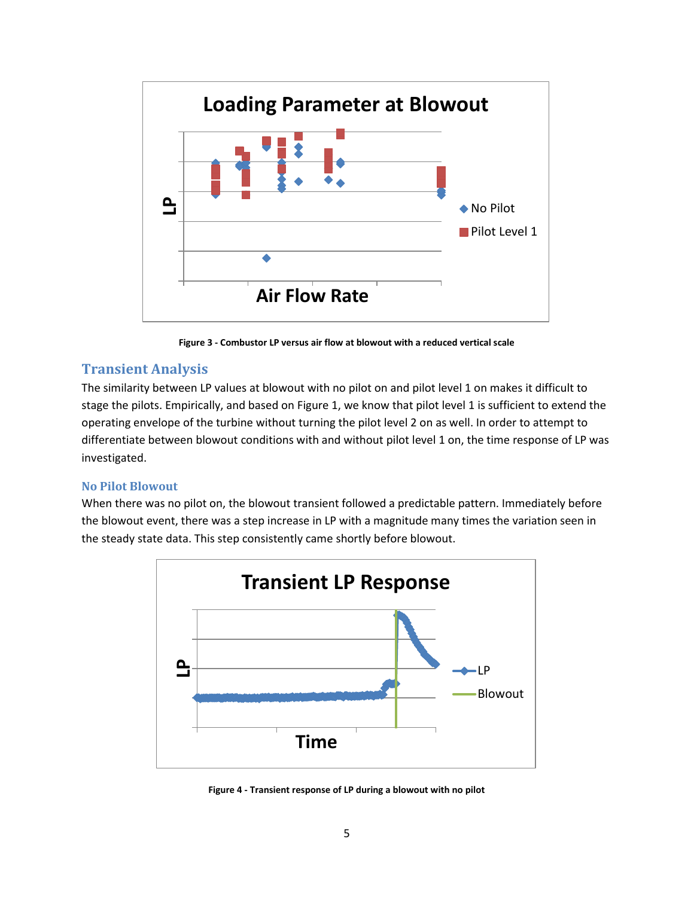Figure 3 - Combustor LP versus air flow at blowout with a reduced vertical scale

## Transient Analysis

The similarity between LP values at blowout with no pilot on and pilot level 1 on makes it difficult to stage the pilots. Empirically, and based on Figure 1, we know that pilot level 1 is sufficient to extend the operating envelope of the turbine without turning the pilot level 2 on as well. In order to attempt to differentiate between blowout conditions with and without pilot level 1 on, the time response of LP was investigated.

### No Pilot Blowout

When there was no pilot on, the blowout transient followed a predictable pattern. Immediately before the blowout event, there was a step increase in LP with a magnitude many times the variation seen in the steady state data. This step consistently came shortly before blowout.

Figure 4 - Transient response of LP during a blowout with no pilot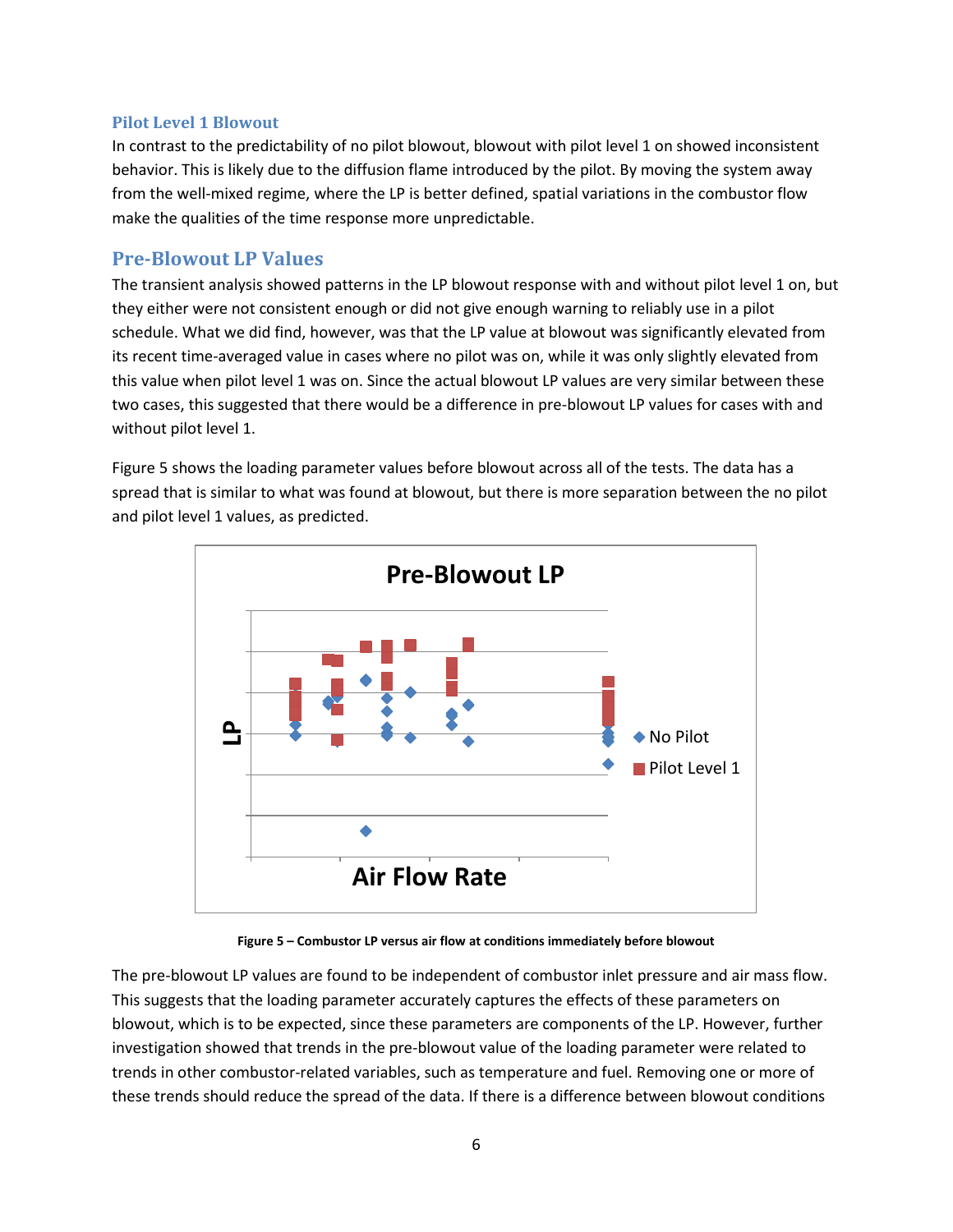### Pilot Level 1 Blowout

In contrast to the predictability of no pilot blowout, blowout with pilot level 1 on showed inconsistent behavior. This is likely due to the diffusion flame introduced by the pilot. By moving the system away from the well-mixed regime, where the LP is better defined, spatial variations in the combustor flow make the qualities of the time response more unpredictable.

## Pre-Blowout LP Values

The transient analysis showed patterns in the LP blowout response with and without pilot level 1 on, but they either were not consistent enough or did not give enough warning to reliably use in a pilot schedule. What we did find, however, was that the LP value at blowout was significantly elevated from its recent time-averaged value in cases where no pilot was on, while it was only slightly elevated from this value when pilot level 1 was on. Since the actual blowout LP values are very similar between these two cases, this suggested that there would be a difference in pre-blowout LP values for cases with and without pilot level 1.

Figure 5 shows the loading parameter values before blowout across all of the tests. The data has a spread that is similar to what was found at blowout, but there is more separation between the no pilot and pilot level 1 values, as predicted.

**Figure 5 – Combustor LP versus air flow at conditions immediately before blowout**

The pre-blowout LP values are found to be independent of combustor inlet pressure and air mass flow. This suggests that the loading parameter accurately captures the effects of these parameters on blowout, which is to be expected, since these parameters are components of the LP. However, further investigation showed that trends in the pre-blowout value of the loading parameter were related to trends in other combustor-related variables, such as temperature and fuel. Removing one or more of these trends should reduce the spread of the data. If there is a difference between blowout conditions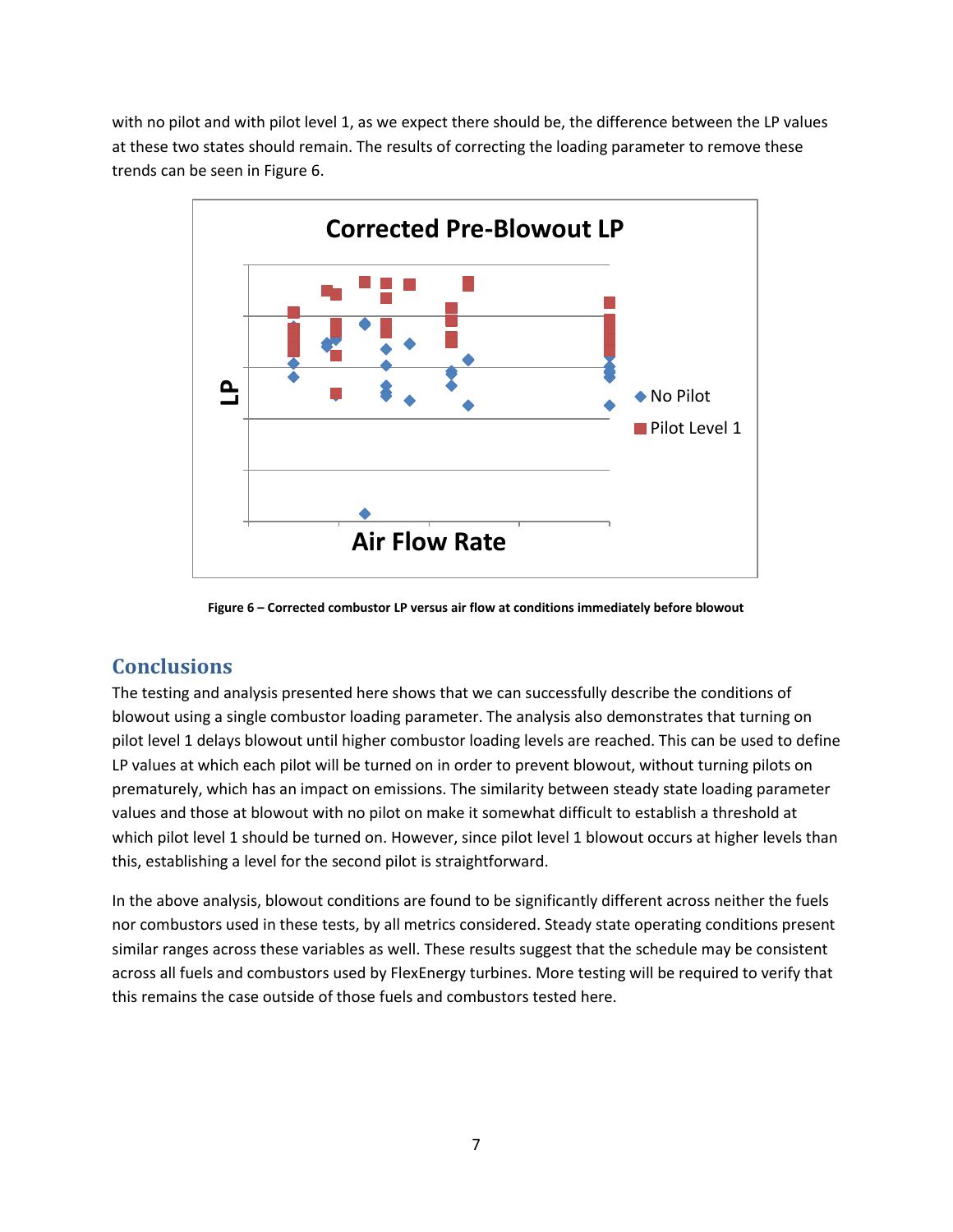with no pilot and with pilot level 1, as we expect there should be, the difference between the LP values at these two states should remain. The results of correcting the loading parameter to remove these trends can be seen in Figure 6.

**Figure 6 – Corrected combustor LP versus air flow at conditions immediately before blowout**

## Conclusions

The testing and analysis presented here shows that we can successfully describe the conditions of blowout using a single combustor loading parameter. The analysis also demonstrates that turning on pilot level 1 delays blowout until higher combustor loading levels are reached. This can be used to define LP values at which each pilot will be turned on in order to prevent blowout, without turning pilots on prematurely, which has an impact on emissions. The similarity between steady state loading parameter values and those at blowout with no pilot on make it somewhat difficult to establish a threshold at which pilot level 1 should be turned on. However, since pilot level 1 blowout occurs at higher levels than this, establishing a level for the second pilot is straightforward.

In the above analysis, blowout conditions are found to be significantly different across neither the fuels nor combustors used in these tests, by all metrics considered. Steady state operating conditions present similar ranges across these variables as well. These results suggest that the schedule may be consistent across all fuels and combustors used by FlexEnergy turbines. More testing will be required to verify that this remains the case outside of those fuels and combustors tested here.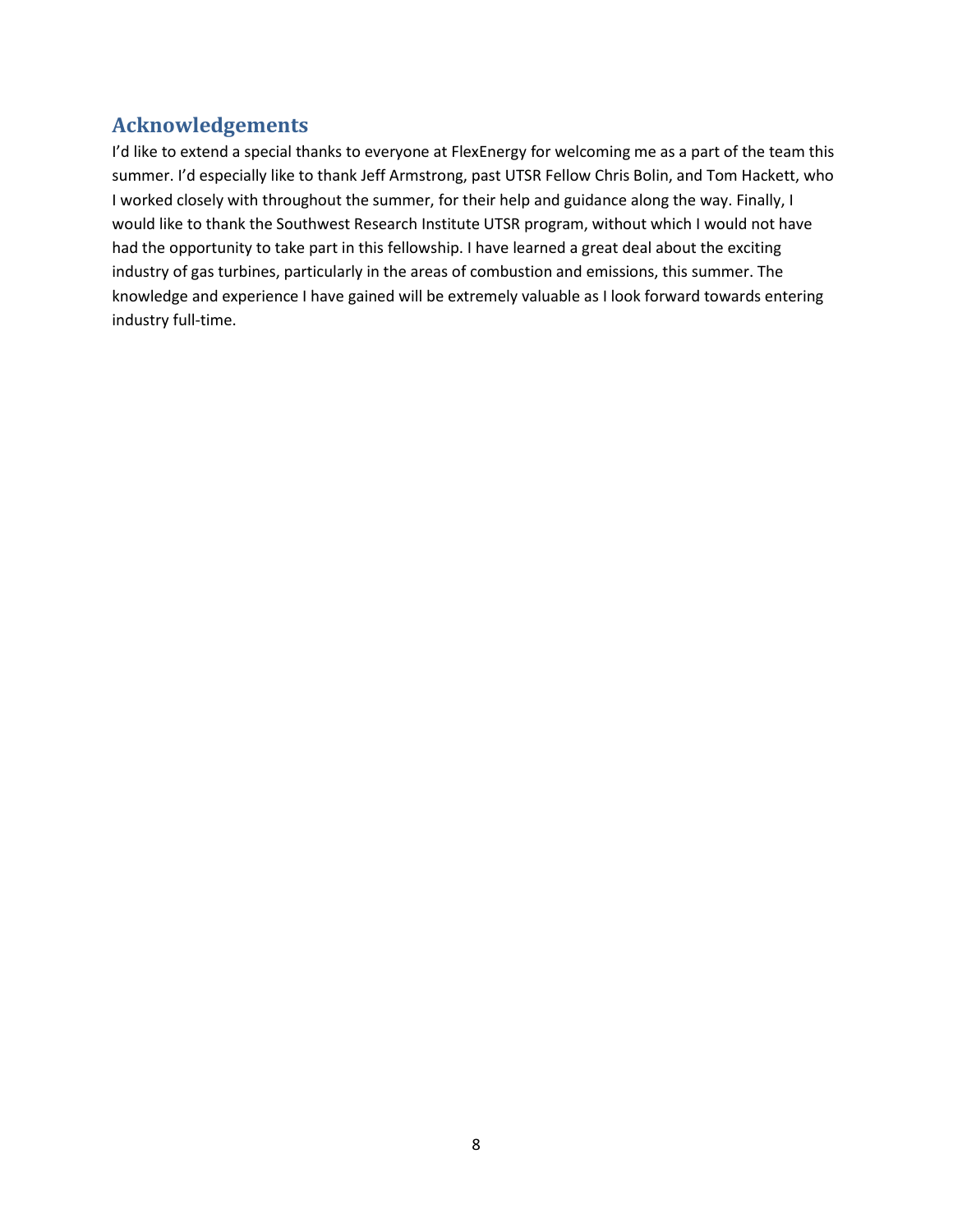## Acknowledgements

I'd like to extend a special thanks to everyone at FlexEnergy for welcoming me as a part of the team this summer. I'd especially like to thank Jeff Armstrong, past UTSR Fellow Chris Bolin, and Tom Hackett, who I worked closely with throughout the summer, for their help and guidance along the way. Finally, I would like to thank the Southwest Research Institute UTSR program, without which I would not have had the opportunity to take part in this fellowship. I have learned a great deal about the exciting industry of gas turbines, particularly in the areas of combustion and emissions, this summer. The knowledge and experience I have gained will be extremely valuable as I look forward towards entering industry full-time.